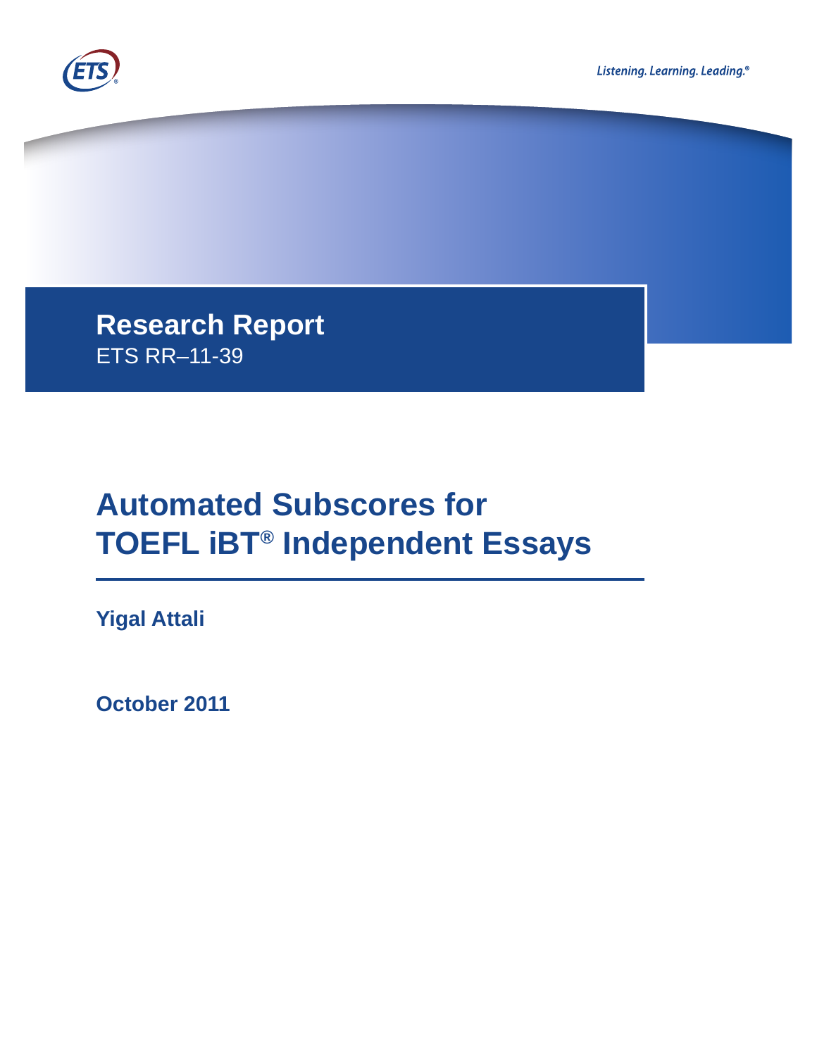Listening. Learning. Leading.®

**Research Report**
ETS RR–11-39

# Automated Subscores for TOEFL iBT® Independent Essays

**Yigal Attali**

**October 2011**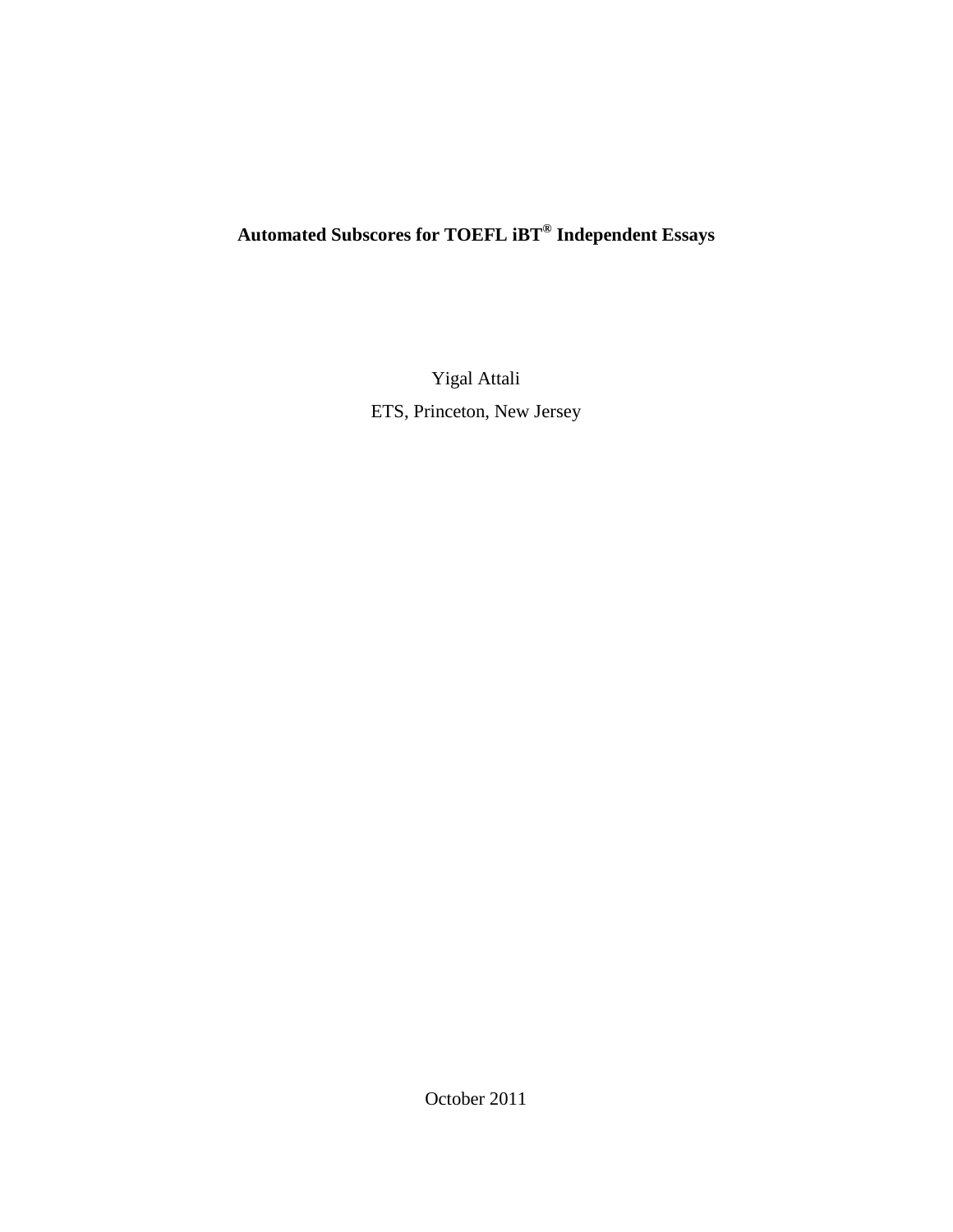# Automated Subscores for TOEFL iBT® Independent Essays

Yigal Attali

ETS, Princeton, New Jersey

October 2011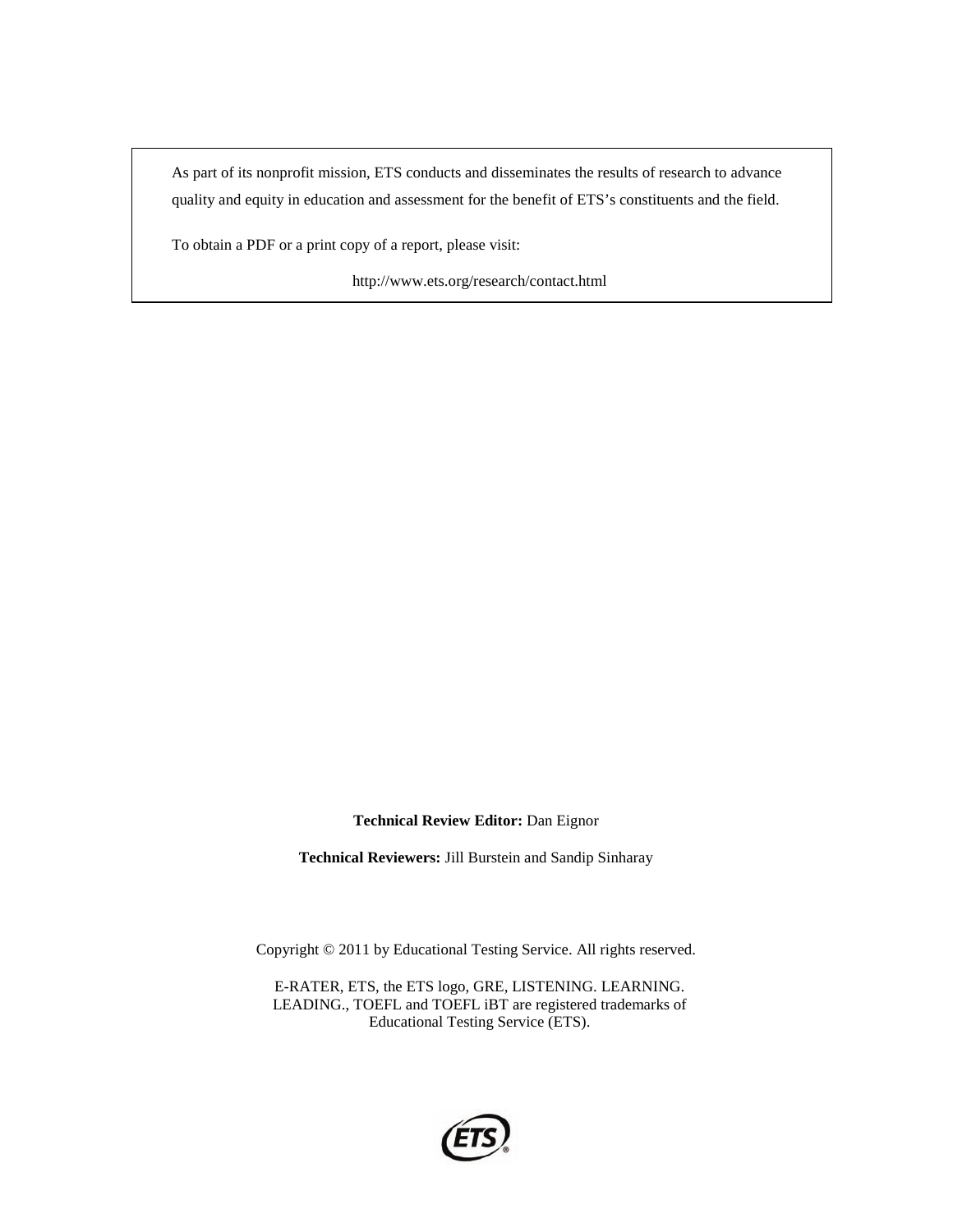As part of its nonprofit mission, ETS conducts and disseminates the results of research to advance quality and equity in education and assessment for the benefit of ETS's constituents and the field.

To obtain a PDF or a print copy of a report, please visit:

http://www.ets.org/research/contact.html

**Technical Review Editor:** Dan Eignor

**Technical Reviewers:** Jill Burstein and Sandip Sinharay

Copyright © 2011 by Educational Testing Service. All rights reserved.

E-RATER, ETS, the ETS logo, GRE, LISTENING. LEARNING. LEADING., TOEFL and TOEFL iBT are registered trademarks of Educational Testing Service (ETS).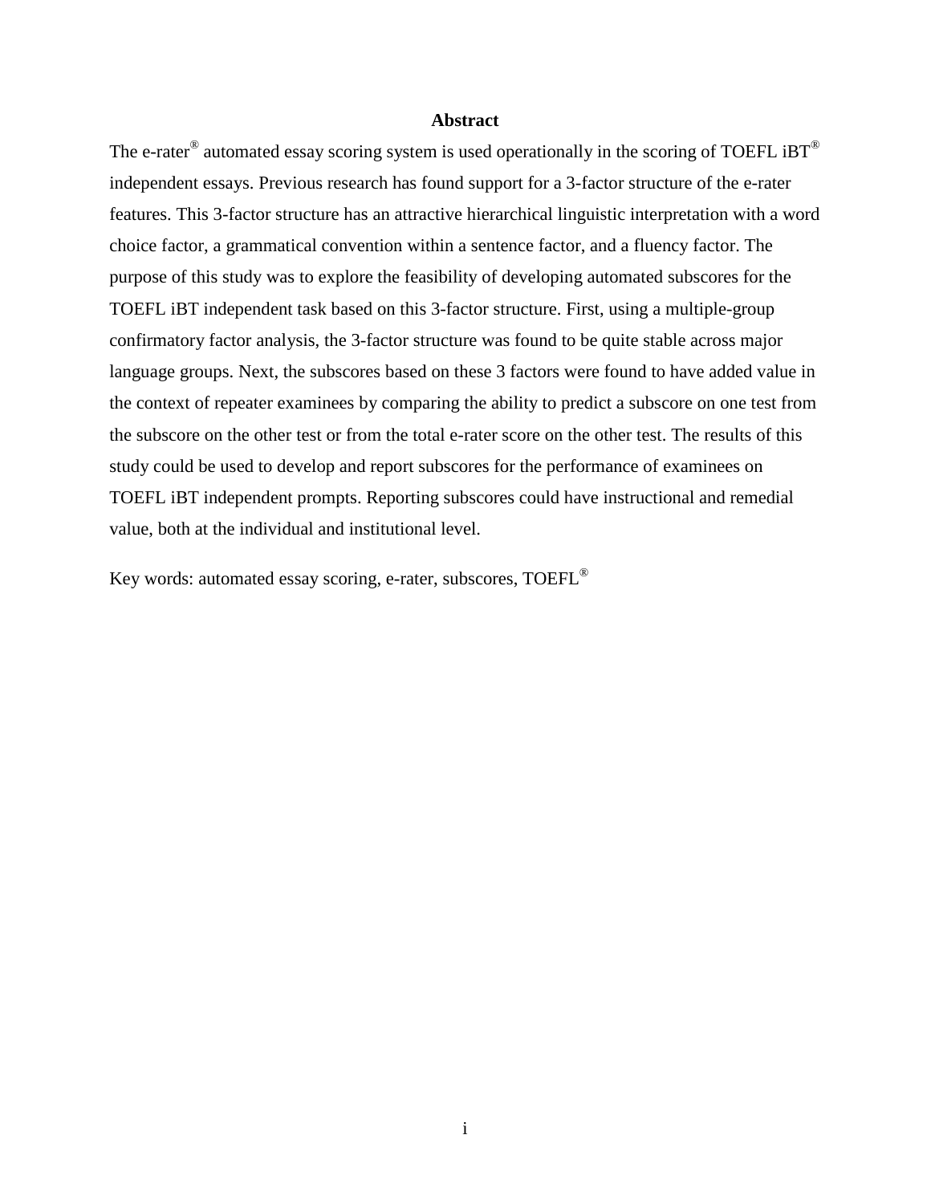## Abstract

The e-rater® automated essay scoring system is used operationally in the scoring of TOEFL iBT® independent essays. Previous research has found support for a 3-factor structure of the e-rater features. This 3-factor structure has an attractive hierarchical linguistic interpretation with a word choice factor, a grammatical convention within a sentence factor, and a fluency factor. The purpose of this study was to explore the feasibility of developing automated subscores for the TOEFL iBT independent task based on this 3-factor structure. First, using a multiple-group confirmatory factor analysis, the 3-factor structure was found to be quite stable across major language groups. Next, the subscores based on these 3 factors were found to have added value in the context of repeater examinees by comparing the ability to predict a subscore on one test from the subscore on the other test or from the total e-rater score on the other test. The results of this study could be used to develop and report subscores for the performance of examinees on TOEFL iBT independent prompts. Reporting subscores could have instructional and remedial value, both at the individual and institutional level.

Key words: automated essay scoring, e-rater, subscores, TOEFL®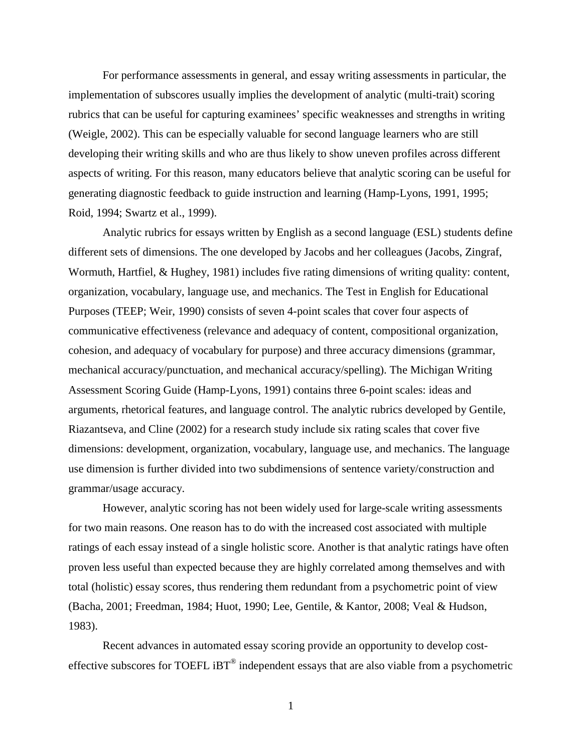For performance assessments in general, and essay writing assessments in particular, the implementation of subscores usually implies the development of analytic (multi-trait) scoring rubrics that can be useful for capturing examinees' specific weaknesses and strengths in writing (Weigle, 2002). This can be especially valuable for second language learners who are still developing their writing skills and who are thus likely to show uneven profiles across different aspects of writing. For this reason, many educators believe that analytic scoring can be useful for generating diagnostic feedback to guide instruction and learning (Hamp-Lyons, 1991, 1995; Roid, 1994; Swartz et al., 1999).

Analytic rubrics for essays written by English as a second language (ESL) students define different sets of dimensions. The one developed by Jacobs and her colleagues (Jacobs, Zingraf, Wormuth, Hartfiel, & Hughey, 1981) includes five rating dimensions of writing quality: content, organization, vocabulary, language use, and mechanics. The Test in English for Educational Purposes (TEEP; Weir, 1990) consists of seven 4-point scales that cover four aspects of communicative effectiveness (relevance and adequacy of content, compositional organization, cohesion, and adequacy of vocabulary for purpose) and three accuracy dimensions (grammar, mechanical accuracy/punctuation, and mechanical accuracy/spelling). The Michigan Writing Assessment Scoring Guide (Hamp-Lyons, 1991) contains three 6-point scales: ideas and arguments, rhetorical features, and language control. The analytic rubrics developed by Gentile, Riazantseva, and Cline (2002) for a research study include six rating scales that cover five dimensions: development, organization, vocabulary, language use, and mechanics. The language use dimension is further divided into two subdimensions of sentence variety/construction and grammar/usage accuracy.

However, analytic scoring has not been widely used for large-scale writing assessments for two main reasons. One reason has to do with the increased cost associated with multiple ratings of each essay instead of a single holistic score. Another is that analytic ratings have often proven less useful than expected because they are highly correlated among themselves and with total (holistic) essay scores, thus rendering them redundant from a psychometric point of view (Bacha, 2001; Freedman, 1984; Huot, 1990; Lee, Gentile, & Kantor, 2008; Veal & Hudson, 1983).

Recent advances in automated essay scoring provide an opportunity to develop cost-effective subscores for TOEFL iBT® independent essays that are also viable from a psychometric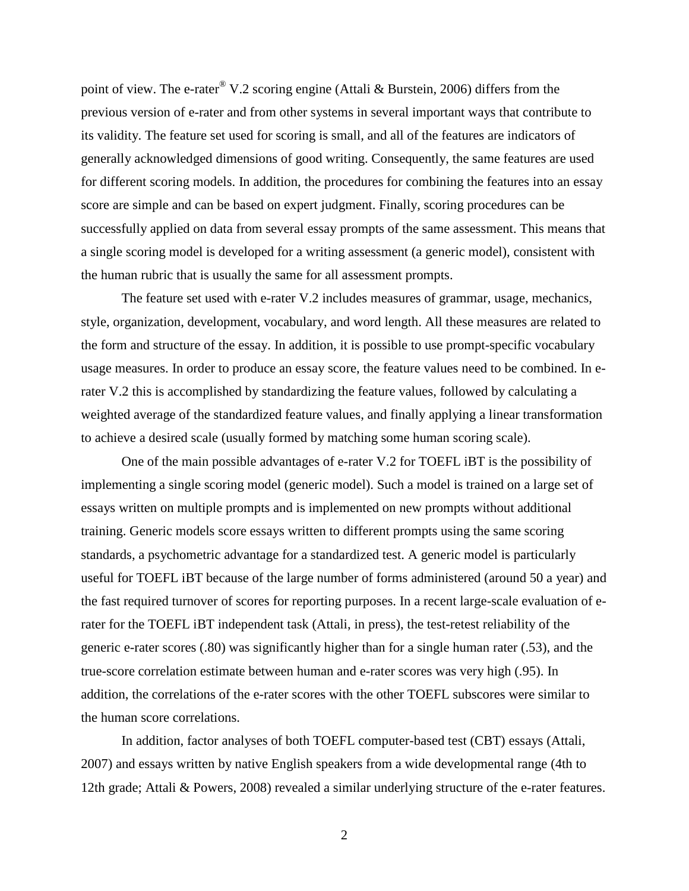point of view. The e-rater® V.2 scoring engine (Attali & Burstein, 2006) differs from the previous version of e-rater and from other systems in several important ways that contribute to its validity. The feature set used for scoring is small, and all of the features are indicators of generally acknowledged dimensions of good writing. Consequently, the same features are used for different scoring models. In addition, the procedures for combining the features into an essay score are simple and can be based on expert judgment. Finally, scoring procedures can be successfully applied on data from several essay prompts of the same assessment. This means that a single scoring model is developed for a writing assessment (a generic model), consistent with the human rubric that is usually the same for all assessment prompts.

The feature set used with e-rater V.2 includes measures of grammar, usage, mechanics, style, organization, development, vocabulary, and word length. All these measures are related to the form and structure of the essay. In addition, it is possible to use prompt-specific vocabulary usage measures. In order to produce an essay score, the feature values need to be combined. In e-rater V.2 this is accomplished by standardizing the feature values, followed by calculating a weighted average of the standardized feature values, and finally applying a linear transformation to achieve a desired scale (usually formed by matching some human scoring scale).

One of the main possible advantages of e-rater V.2 for TOEFL iBT is the possibility of implementing a single scoring model (generic model). Such a model is trained on a large set of essays written on multiple prompts and is implemented on new prompts without additional training. Generic models score essays written to different prompts using the same scoring standards, a psychometric advantage for a standardized test. A generic model is particularly useful for TOEFL iBT because of the large number of forms administered (around 50 a year) and the fast required turnover of scores for reporting purposes. In a recent large-scale evaluation of e-rater for the TOEFL iBT independent task (Attali, in press), the test-retest reliability of the generic e-rater scores (.80) was significantly higher than for a single human rater (.53), and the true-score correlation estimate between human and e-rater scores was very high (.95). In addition, the correlations of the e-rater scores with the other TOEFL subscores were similar to the human score correlations.

In addition, factor analyses of both TOEFL computer-based test (CBT) essays (Attali, 2007) and essays written by native English speakers from a wide developmental range (4th to 12th grade; Attali & Powers, 2008) revealed a similar underlying structure of the e-rater features.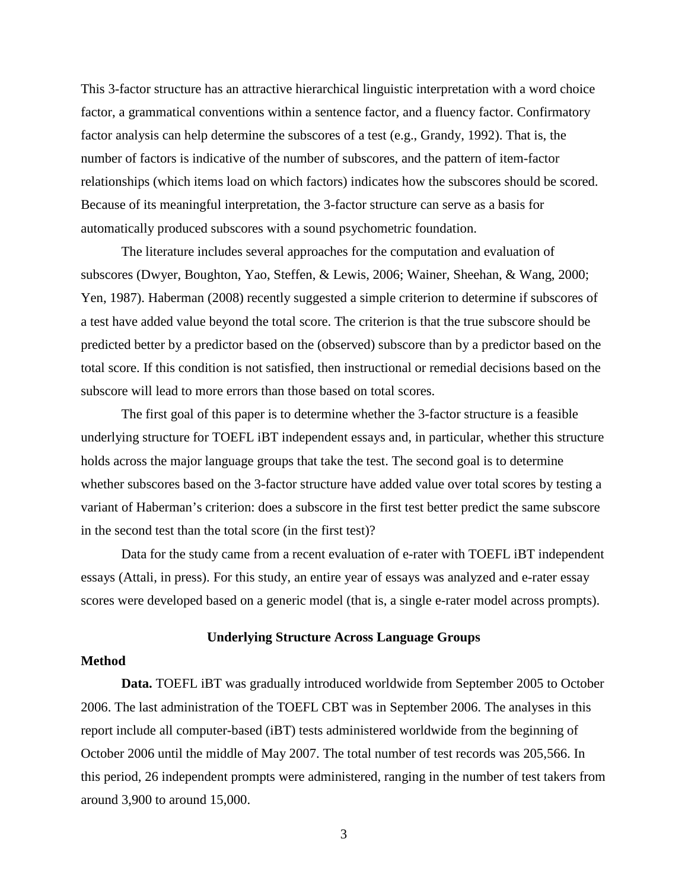This 3-factor structure has an attractive hierarchical linguistic interpretation with a word choice factor, a grammatical conventions within a sentence factor, and a fluency factor. Confirmatory factor analysis can help determine the subscores of a test (e.g., Grandy, 1992). That is, the number of factors is indicative of the number of subscores, and the pattern of item-factor relationships (which items load on which factors) indicates how the subscores should be scored. Because of its meaningful interpretation, the 3-factor structure can serve as a basis for automatically produced subscores with a sound psychometric foundation.

The literature includes several approaches for the computation and evaluation of subscores (Dwyer, Boughton, Yao, Steffen, & Lewis, 2006; Wainer, Sheehan, & Wang, 2000; Yen, 1987). Haberman (2008) recently suggested a simple criterion to determine if subscores of a test have added value beyond the total score. The criterion is that the true subscore should be predicted better by a predictor based on the (observed) subscore than by a predictor based on the total score. If this condition is not satisfied, then instructional or remedial decisions based on the subscore will lead to more errors than those based on total scores.

The first goal of this paper is to determine whether the 3-factor structure is a feasible underlying structure for TOEFL iBT independent essays and, in particular, whether this structure holds across the major language groups that take the test. The second goal is to determine whether subscores based on the 3-factor structure have added value over total scores by testing a variant of Haberman's criterion: does a subscore in the first test better predict the same subscore in the second test than the total score (in the first test)?

Data for the study came from a recent evaluation of e-rater with TOEFL iBT independent essays (Attali, in press). For this study, an entire year of essays was analyzed and e-rater essay scores were developed based on a generic model (that is, a single e-rater model across prompts).

## Underlying Structure Across Language Groups

### Method

**Data.** TOEFL iBT was gradually introduced worldwide from September 2005 to October 2006. The last administration of the TOEFL CBT was in September 2006. The analyses in this report include all computer-based (iBT) tests administered worldwide from the beginning of October 2006 until the middle of May 2007. The total number of test records was 205,566. In this period, 26 independent prompts were administered, ranging in the number of test takers from around 3,900 to around 15,000.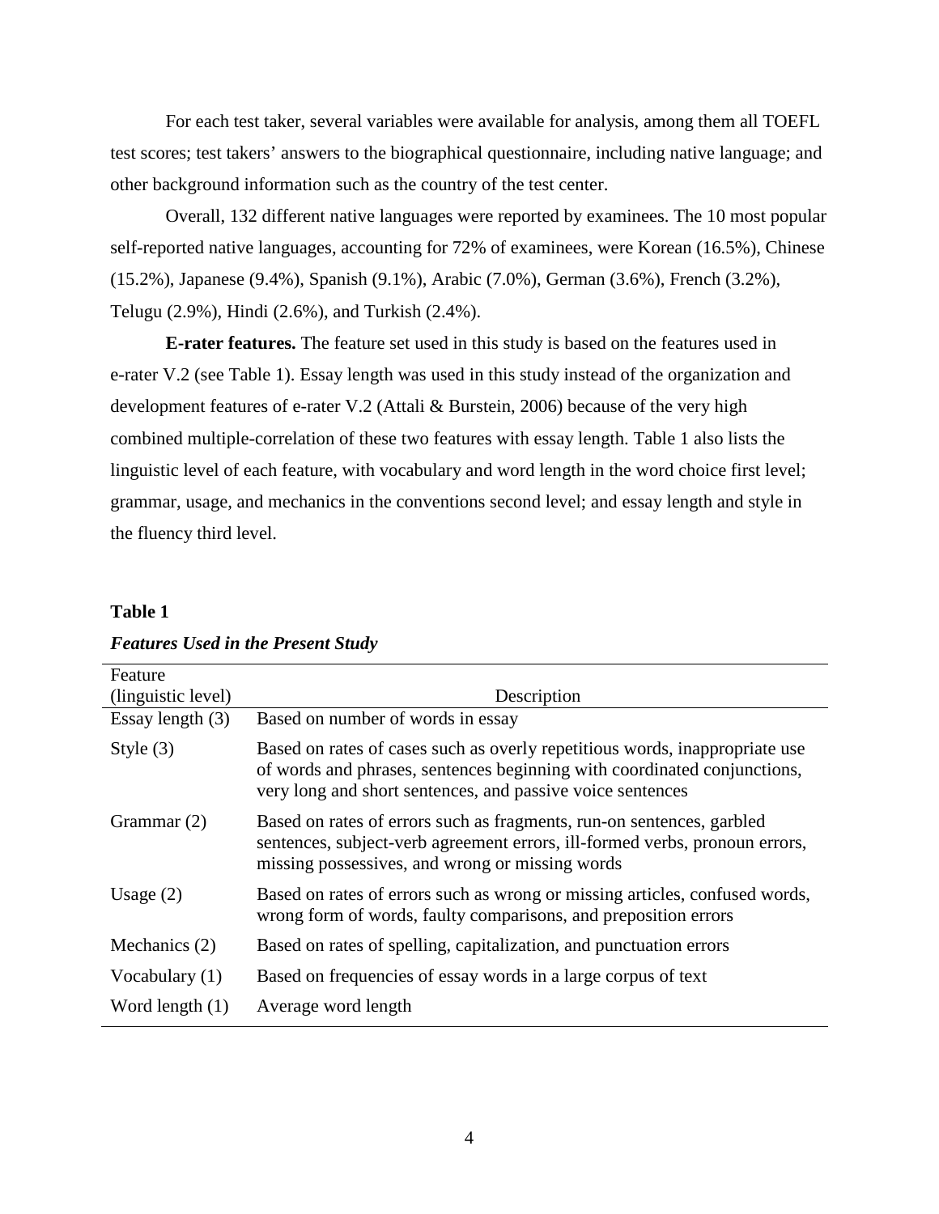For each test taker, several variables were available for analysis, among them all TOEFL test scores; test takers' answers to the biographical questionnaire, including native language; and other background information such as the country of the test center.

Overall, 132 different native languages were reported by examinees. The 10 most popular self-reported native languages, accounting for 72% of examinees, were Korean (16.5%), Chinese (15.2%), Japanese (9.4%), Spanish (9.1%), Arabic (7.0%), German (3.6%), French (3.2%), Telugu (2.9%), Hindi (2.6%), and Turkish (2.4%).

**E-rater features.** The feature set used in this study is based on the features used in e-rater V.2 (see Table 1). Essay length was used in this study instead of the organization and development features of e-rater V.2 (Attali & Burstein, 2006) because of the very high combined multiple-correlation of these two features with essay length. Table 1 also lists the linguistic level of each feature, with vocabulary and word length in the word choice first level; grammar, usage, and mechanics in the conventions second level; and essay length and style in the fluency third level.

**Table 1**

***Features Used in the Present Study***

| Feature (linguistic level) | Description |
|---|---|
| Essay length (3) | Based on number of words in essay |
| Style (3) | Based on rates of cases such as overly repetitious words, inappropriate use of words and phrases, sentences beginning with coordinated conjunctions, very long and short sentences, and passive voice sentences |
| Grammar (2) | Based on rates of errors such as fragments, run-on sentences, garbled sentences, subject-verb agreement errors, ill-formed verbs, pronoun errors, missing possessives, and wrong or missing words |
| Usage (2) | Based on rates of errors such as wrong or missing articles, confused words, wrong form of words, faulty comparisons, and preposition errors |
| Mechanics (2) | Based on rates of spelling, capitalization, and punctuation errors |
| Vocabulary (1) | Based on frequencies of essay words in a large corpus of text |
| Word length (1) | Average word length |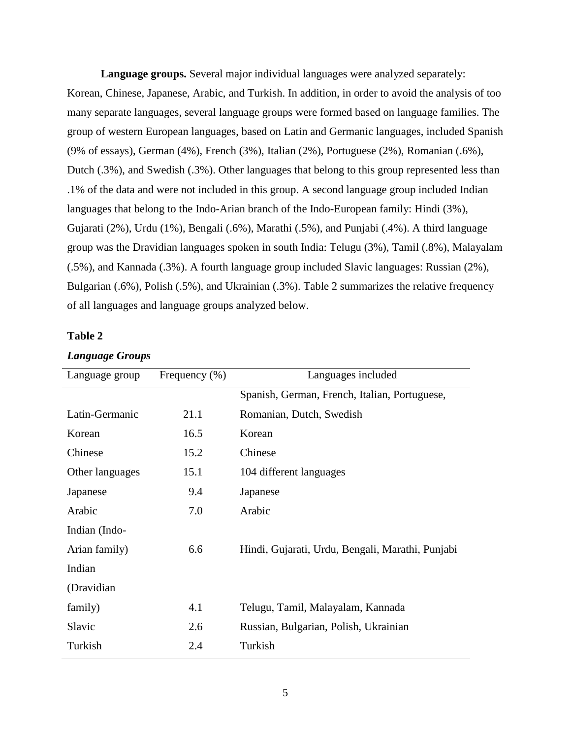**Language groups.** Several major individual languages were analyzed separately: Korean, Chinese, Japanese, Arabic, and Turkish. In addition, in order to avoid the analysis of too many separate languages, several language groups were formed based on language families. The group of western European languages, based on Latin and Germanic languages, included Spanish (9% of essays), German (4%), French (3%), Italian (2%), Portuguese (2%), Romanian (.6%), Dutch (.3%), and Swedish (.3%). Other languages that belong to this group represented less than .1% of the data and were not included in this group. A second language group included Indian languages that belong to the Indo-Arian branch of the Indo-European family: Hindi (3%), Gujarati (2%), Urdu (1%), Bengali (.6%), Marathi (.5%), and Punjabi (.4%). A third language group was the Dravidian languages spoken in south India: Telugu (3%), Tamil (.8%), Malayalam (.5%), and Kannada (.3%). A fourth language group included Slavic languages: Russian (2%), Bulgarian (.6%), Polish (.5%), and Ukrainian (.3%). Table 2 summarizes the relative frequency of all languages and language groups analyzed below.

**Table 2**

***Language Groups***

| Language group | Frequency (%) | Languages included |
|---|---|---|
| Latin-Germanic | 21.1 | Spanish, German, French, Italian, Portuguese, Romanian, Dutch, Swedish |
| Korean | 16.5 | Korean |
| Chinese | 15.2 | Chinese |
| Other languages | 15.1 | 104 different languages |
| Japanese | 9.4 | Japanese |
| Arabic | 7.0 | Arabic |
| Indian (Indo-Arian family) | 6.6 | Hindi, Gujarati, Urdu, Bengali, Marathi, Punjabi |
| Indian (Dravidian family) | 4.1 | Telugu, Tamil, Malayalam, Kannada |
| Slavic | 2.6 | Russian, Bulgarian, Polish, Ukrainian |
| Turkish | 2.4 | Turkish |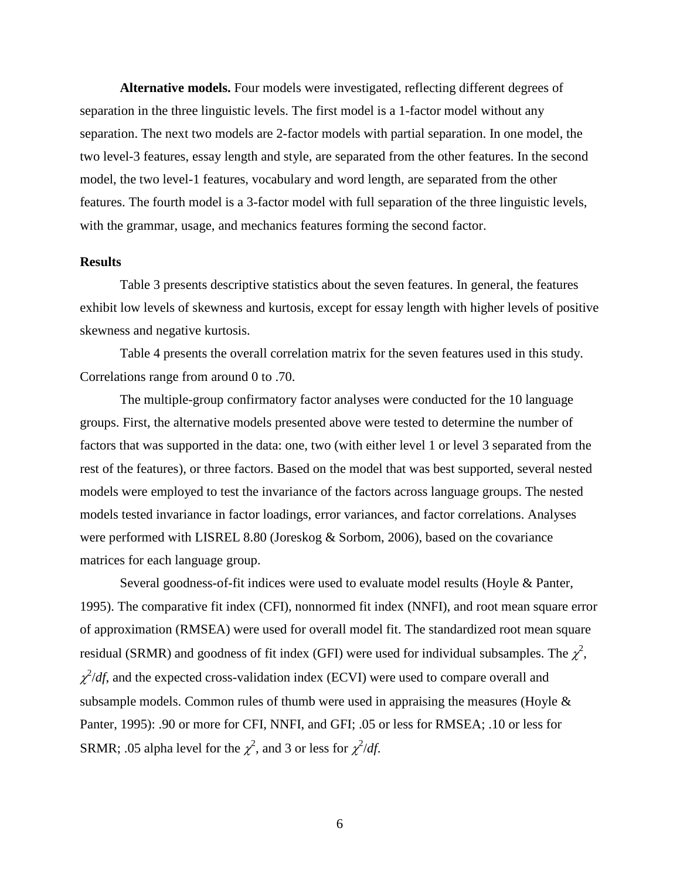**Alternative models.** Four models were investigated, reflecting different degrees of separation in the three linguistic levels. The first model is a 1-factor model without any separation. The next two models are 2-factor models with partial separation. In one model, the two level-3 features, essay length and style, are separated from the other features. In the second model, the two level-1 features, vocabulary and word length, are separated from the other features. The fourth model is a 3-factor model with full separation of the three linguistic levels, with the grammar, usage, and mechanics features forming the second factor.

### Results

Table 3 presents descriptive statistics about the seven features. In general, the features exhibit low levels of skewness and kurtosis, except for essay length with higher levels of positive skewness and negative kurtosis.

Table 4 presents the overall correlation matrix for the seven features used in this study. Correlations range from around 0 to .70.

The multiple-group confirmatory factor analyses were conducted for the 10 language groups. First, the alternative models presented above were tested to determine the number of factors that was supported in the data: one, two (with either level 1 or level 3 separated from the rest of the features), or three factors. Based on the model that was best supported, several nested models were employed to test the invariance of the factors across language groups. The nested models tested invariance in factor loadings, error variances, and factor correlations. Analyses were performed with LISREL 8.80 (Joreskog & Sorbom, 2006), based on the covariance matrices for each language group.

Several goodness-of-fit indices were used to evaluate model results (Hoyle & Panter, 1995). The comparative fit index (CFI), nonnormed fit index (NNFI), and root mean square error of approximation (RMSEA) were used for overall model fit. The standardized root mean square residual (SRMR) and goodness of fit index (GFI) were used for individual subsamples. The $\chi^2$, $\chi^2/df$, and the expected cross-validation index (ECVI) were used to compare overall and subsample models. Common rules of thumb were used in appraising the measures (Hoyle & Panter, 1995): .90 or more for CFI, NNFI, and GFI; .05 or less for RMSEA; .10 or less for SRMR; .05 alpha level for the $\chi^2$, and 3 or less for $\chi^2/df$.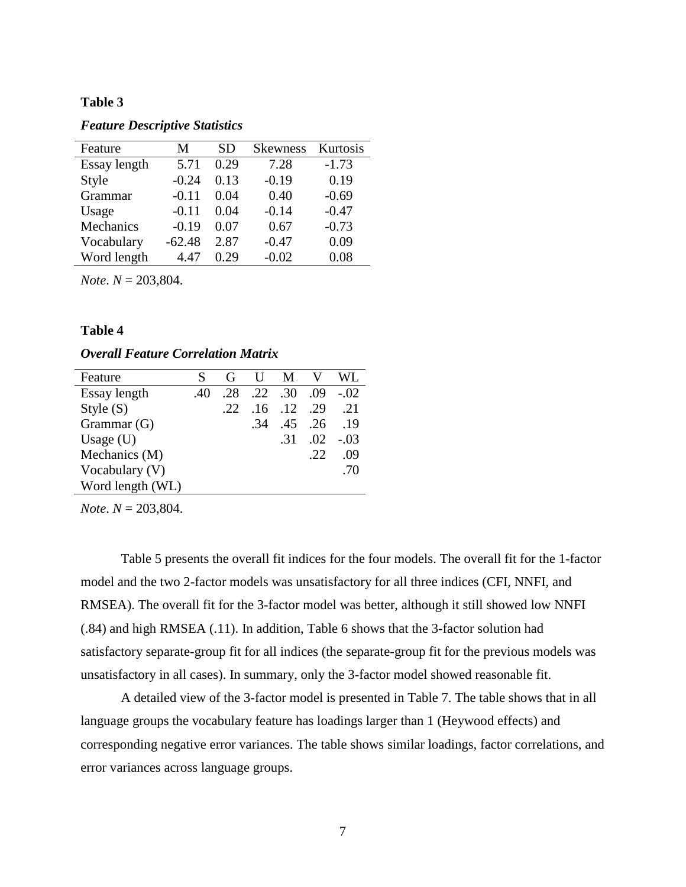**Table 3**

***Feature Descriptive Statistics***

| Feature | M | SD | Skewness | Kurtosis |
|---|---|---|---|---|
| Essay length | 5.71 | 0.29 | 7.28 | -1.73 |
| Style | -0.24 | 0.13 | -0.19 | 0.19 |
| Grammar | -0.11 | 0.04 | 0.40 | -0.69 |
| Usage | -0.11 | 0.04 | -0.14 | -0.47 |
| Mechanics | -0.19 | 0.07 | 0.67 | -0.73 |
| Vocabulary | -62.48 | 2.87 | -0.47 | 0.09 |
| Word length | 4.47 | 0.29 | -0.02 | 0.08 |

*Note*. *N* = 203,804.

**Table 4**

***Overall Feature Correlation Matrix***

| Feature | S | G | U | M | V | WL |
|---|---|---|---|---|---|---|
| Essay length | .40 | .28 | .22 | .30 | .09 | -.02 |
| Style (S) | | .22 | .16 | .12 | .29 | .21 |
| Grammar (G) | | | .34 | .45 | .26 | .19 |
| Usage (U) | | | | .31 | .02 | -.03 |
| Mechanics (M) | | | | | .22 | .09 |
| Vocabulary (V) | | | | | | .70 |
| Word length (WL) | | | | | | |

*Note*. *N* = 203,804.

Table 5 presents the overall fit indices for the four models. The overall fit for the 1-factor model and the two 2-factor models was unsatisfactory for all three indices (CFI, NNFI, and RMSEA). The overall fit for the 3-factor model was better, although it still showed low NNFI (.84) and high RMSEA (.11). In addition, Table 6 shows that the 3-factor solution had satisfactory separate-group fit for all indices (the separate-group fit for the previous models was unsatisfactory in all cases). In summary, only the 3-factor model showed reasonable fit.

A detailed view of the 3-factor model is presented in Table 7. The table shows that in all language groups the vocabulary feature has loadings larger than 1 (Heywood effects) and corresponding negative error variances. The table shows similar loadings, factor correlations, and error variances across language groups.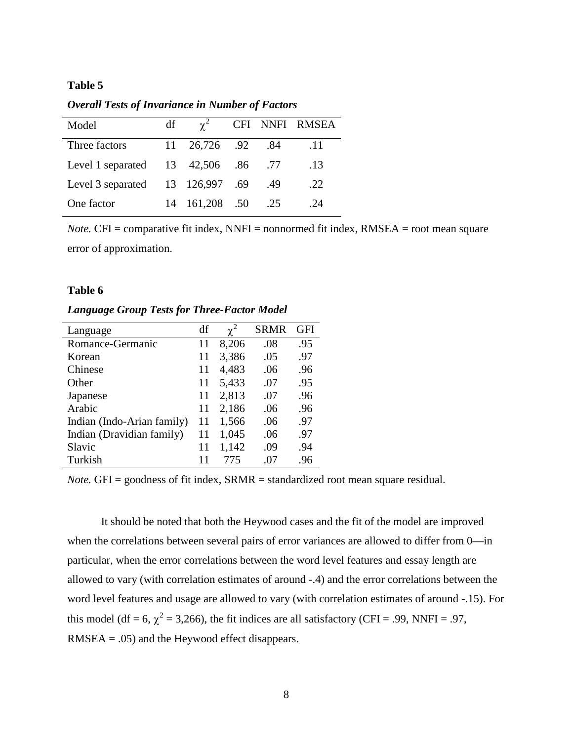**Table 5**

***Overall Tests of Invariance in Number of Factors***

| Model | df | $\chi^2$ | CFI | NNFI | RMSEA |
|---|---|---|---|---|---|
| Three factors | 11 | 26,726 | .92 | .84 | .11 |
| Level 1 separated | 13 | 42,506 | .86 | .77 | .13 |
| Level 3 separated | 13 | 126,997 | .69 | .49 | .22 |
| One factor | 14 | 161,208 | .50 | .25 | .24 |

*Note.* CFI = comparative fit index, NNFI = nonnormed fit index, RMSEA = root mean square error of approximation.

**Table 6**

***Language Group Tests for Three-Factor Model***

| Language | df | $\chi^2$ | SRMR | GFI |
|---|---|---|---|---|
| Romance-Germanic | 11 | 8,206 | .08 | .95 |
| Korean | 11 | 3,386 | .05 | .97 |
| Chinese | 11 | 4,483 | .06 | .96 |
| Other | 11 | 5,433 | .07 | .95 |
| Japanese | 11 | 2,813 | .07 | .96 |
| Arabic | 11 | 2,186 | .06 | .96 |
| Indian (Indo-Arian family) | 11 | 1,566 | .06 | .97 |
| Indian (Dravidian family) | 11 | 1,045 | .06 | .97 |
| Slavic | 11 | 1,142 | .09 | .94 |
| Turkish | 11 | 775 | .07 | .96 |

*Note.* GFI = goodness of fit index, SRMR = standardized root mean square residual.

It should be noted that both the Heywood cases and the fit of the model are improved when the correlations between several pairs of error variances are allowed to differ from 0—in particular, when the error correlations between the word level features and essay length are allowed to vary (with correlation estimates of around -.4) and the error correlations between the word level features and usage are allowed to vary (with correlation estimates of around -.15). For this model (df = 6, $\chi^2$ = 3,266), the fit indices are all satisfactory (CFI = .99, NNFI = .97, RMSEA = .05) and the Heywood effect disappears.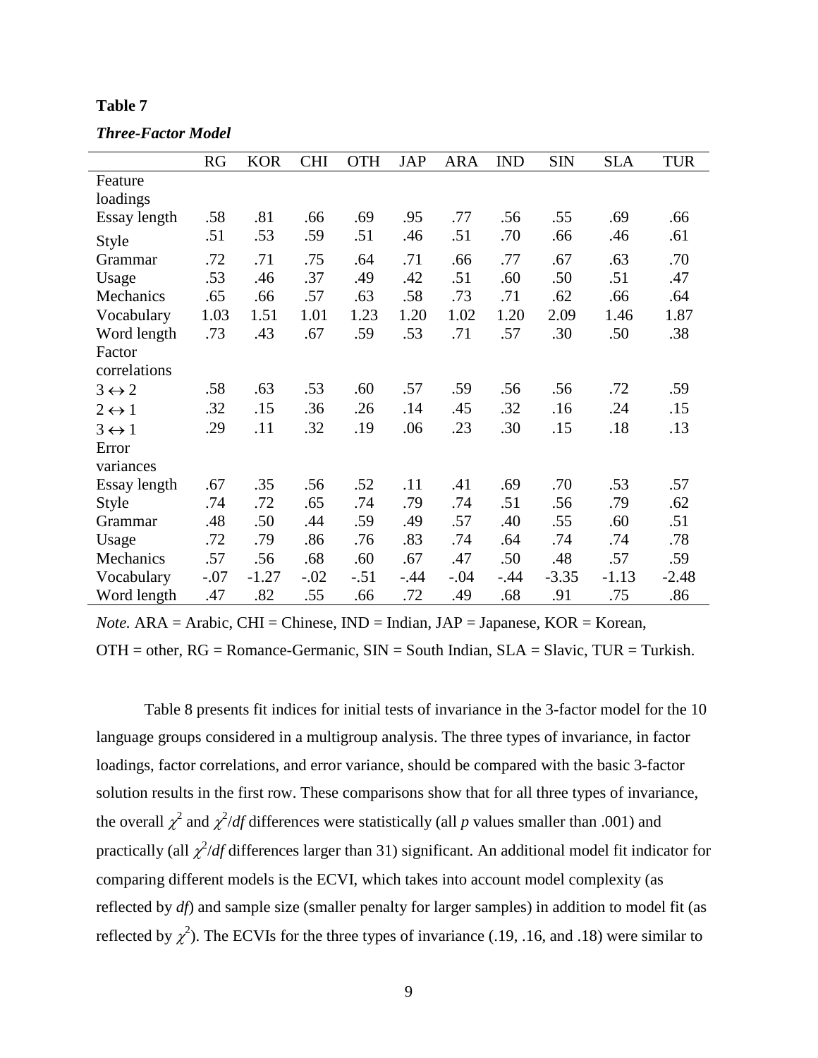**Table 7**

***Three-Factor Model***

| | RG | KOR | CHI | OTH | JAP | ARA | IND | SIN | SLA | TUR |
|---|---|---|---|---|---|---|---|---|---|---|
| Feature loadings | | | | | | | | | | |
| Essay length | .58 | .81 | .66 | .69 | .95 | .77 | .56 | .55 | .69 | .66 |
| Style | .51 | .53 | .59 | .51 | .46 | .51 | .70 | .66 | .46 | .61 |
| Grammar | .72 | .71 | .75 | .64 | .71 | .66 | .77 | .67 | .63 | .70 |
| Usage | .53 | .46 | .37 | .49 | .42 | .51 | .60 | .50 | .51 | .47 |
| Mechanics | .65 | .66 | .57 | .63 | .58 | .73 | .71 | .62 | .66 | .64 |
| Vocabulary | 1.03 | 1.51 | 1.01 | 1.23 | 1.20 | 1.02 | 1.20 | 2.09 | 1.46 | 1.87 |
| Word length | .73 | .43 | .67 | .59 | .53 | .71 | .57 | .30 | .50 | .38 |
| Factor correlations | | | | | | | | | | |
| $3 \leftrightarrow 2$ | .58 | .63 | .53 | .60 | .57 | .59 | .56 | .56 | .72 | .59 |
| $2 \leftrightarrow 1$ | .32 | .15 | .36 | .26 | .14 | .45 | .32 | .16 | .24 | .15 |
| $3 \leftrightarrow 1$ | .29 | .11 | .32 | .19 | .06 | .23 | .30 | .15 | .18 | .13 |
| Error variances | | | | | | | | | | |
| Essay length | .67 | .35 | .56 | .52 | .11 | .41 | .69 | .70 | .53 | .57 |
| Style | .74 | .72 | .65 | .74 | .79 | .74 | .51 | .56 | .79 | .62 |
| Grammar | .48 | .50 | .44 | .59 | .49 | .57 | .40 | .55 | .60 | .51 |
| Usage | .72 | .79 | .86 | .76 | .83 | .74 | .64 | .74 | .74 | .78 |
| Mechanics | .57 | .56 | .68 | .60 | .67 | .47 | .50 | .48 | .57 | .59 |
| Vocabulary | -.07 | -1.27 | -.02 | -.51 | -.44 | -.04 | -.44 | -3.35 | -1.13 | -2.48 |
| Word length | .47 | .82 | .55 | .66 | .72 | .49 | .68 | .91 | .75 | .86 |

*Note.* ARA = Arabic, CHI = Chinese, IND = Indian, JAP = Japanese, KOR = Korean, OTH = other, RG = Romance-Germanic, SIN = South Indian, SLA = Slavic, TUR = Turkish.

Table 8 presents fit indices for initial tests of invariance in the 3-factor model for the 10 language groups considered in a multigroup analysis. The three types of invariance, in factor loadings, factor correlations, and error variance, should be compared with the basic 3-factor solution results in the first row. These comparisons show that for all three types of invariance, the overall $\chi^2$ and $\chi^2/df$ differences were statistically (all $p$ values smaller than .001) and practically (all $\chi^2/df$ differences larger than 31) significant. An additional model fit indicator for comparing different models is the ECVI, which takes into account model complexity (as reflected by $df$) and sample size (smaller penalty for larger samples) in addition to model fit (as reflected by $\chi^2$). The ECVIs for the three types of invariance (.19, .16, and .18) were similar to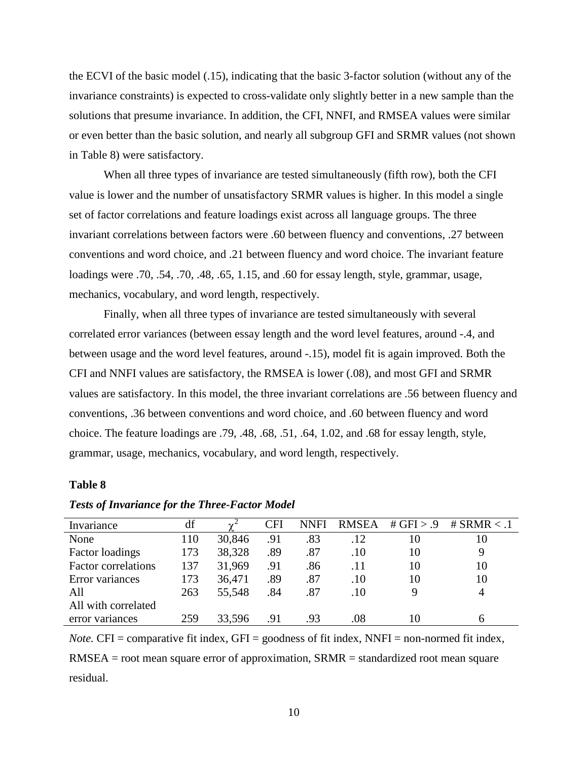the ECVI of the basic model (.15), indicating that the basic 3-factor solution (without any of the invariance constraints) is expected to cross-validate only slightly better in a new sample than the solutions that presume invariance. In addition, the CFI, NNFI, and RMSEA values were similar or even better than the basic solution, and nearly all subgroup GFI and SRMR values (not shown in Table 8) were satisfactory.

When all three types of invariance are tested simultaneously (fifth row), both the CFI value is lower and the number of unsatisfactory SRMR values is higher. In this model a single set of factor correlations and feature loadings exist across all language groups. The three invariant correlations between factors were .60 between fluency and conventions, .27 between conventions and word choice, and .21 between fluency and word choice. The invariant feature loadings were .70, .54, .70, .48, .65, 1.15, and .60 for essay length, style, grammar, usage, mechanics, vocabulary, and word length, respectively.

Finally, when all three types of invariance are tested simultaneously with several correlated error variances (between essay length and the word level features, around -.4, and between usage and the word level features, around -.15), model fit is again improved. Both the CFI and NNFI values are satisfactory, the RMSEA is lower (.08), and most GFI and SRMR values are satisfactory. In this model, the three invariant correlations are .56 between fluency and conventions, .36 between conventions and word choice, and .60 between fluency and word choice. The feature loadings are .79, .48, .68, .51, .64, 1.02, and .68 for essay length, style, grammar, usage, mechanics, vocabulary, and word length, respectively.

**Table 8**

***Tests of Invariance for the Three-Factor Model***

| Invariance | df | $\chi^2$ | CFI | NNFI | RMSEA | # GFI > .9 | # SRMR < .1 |
|---|---|---|---|---|---|---|---|
| None | 110 | 30,846 | .91 | .83 | .12 | 10 | 10 |
| Factor loadings | 173 | 38,328 | .89 | .87 | .10 | 10 | 9 |
| Factor correlations | 137 | 31,969 | .91 | .86 | .11 | 10 | 10 |
| Error variances | 173 | 36,471 | .89 | .87 | .10 | 10 | 10 |
| All | 263 | 55,548 | .84 | .87 | .10 | 9 | 4 |
| All with correlated error variances | 259 | 33,596 | .91 | .93 | .08 | 10 | 6 |

*Note.* CFI = comparative fit index, GFI = goodness of fit index, NNFI = non-normed fit index, RMSEA = root mean square error of approximation, SRMR = standardized root mean square residual.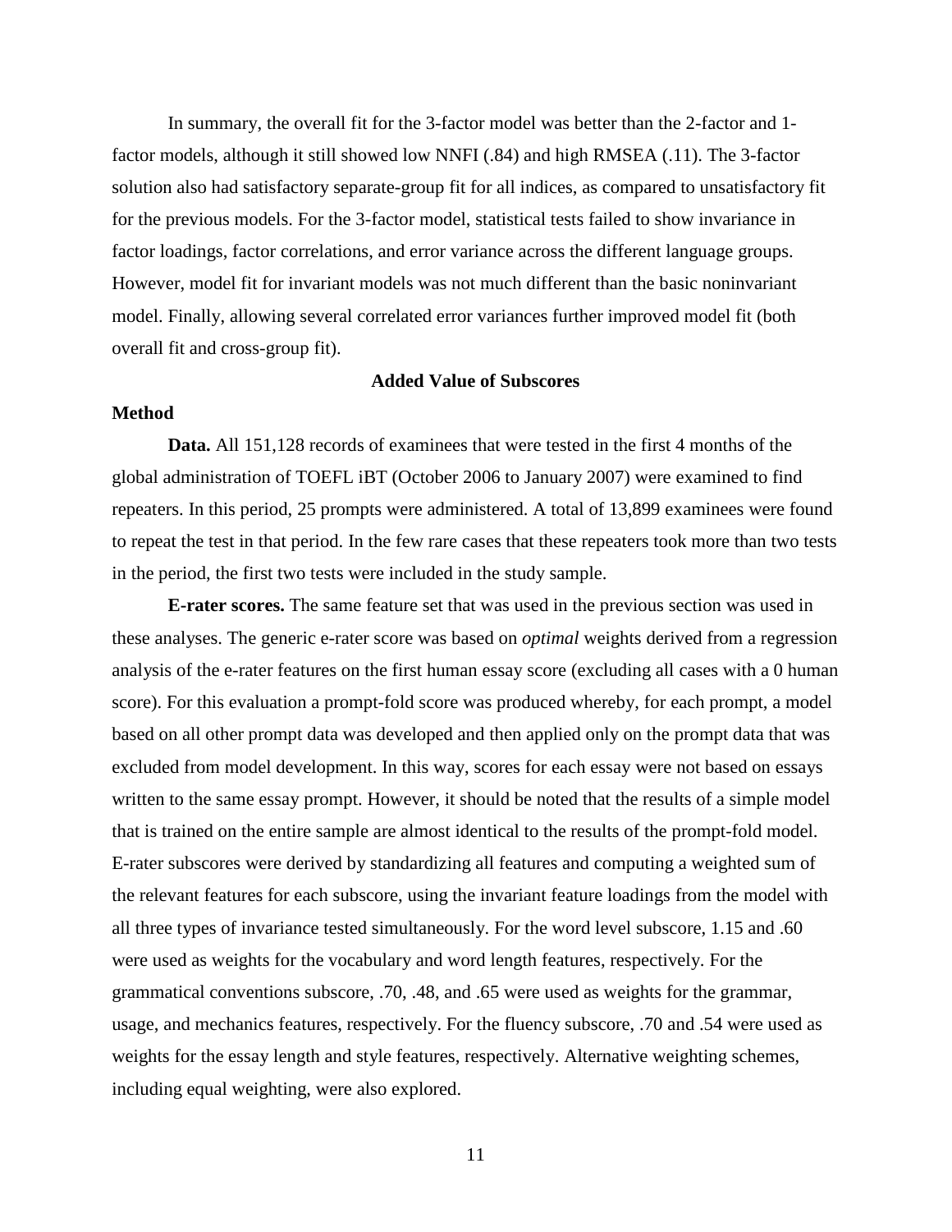In summary, the overall fit for the 3-factor model was better than the 2-factor and 1-factor models, although it still showed low NNFI (.84) and high RMSEA (.11). The 3-factor solution also had satisfactory separate-group fit for all indices, as compared to unsatisfactory fit for the previous models. For the 3-factor model, statistical tests failed to show invariance in factor loadings, factor correlations, and error variance across the different language groups. However, model fit for invariant models was not much different than the basic noninvariant model. Finally, allowing several correlated error variances further improved model fit (both overall fit and cross-group fit).

## Added Value of Subscores

### Method

**Data.** All 151,128 records of examinees that were tested in the first 4 months of the global administration of TOEFL iBT (October 2006 to January 2007) were examined to find repeaters. In this period, 25 prompts were administered. A total of 13,899 examinees were found to repeat the test in that period. In the few rare cases that these repeaters took more than two tests in the period, the first two tests were included in the study sample.

**E-rater scores.** The same feature set that was used in the previous section was used in these analyses. The generic e-rater score was based on *optimal* weights derived from a regression analysis of the e-rater features on the first human essay score (excluding all cases with a 0 human score). For this evaluation a prompt-fold score was produced whereby, for each prompt, a model based on all other prompt data was developed and then applied only on the prompt data that was excluded from model development. In this way, scores for each essay were not based on essays written to the same essay prompt. However, it should be noted that the results of a simple model that is trained on the entire sample are almost identical to the results of the prompt-fold model. E-rater subscores were derived by standardizing all features and computing a weighted sum of the relevant features for each subscore, using the invariant feature loadings from the model with all three types of invariance tested simultaneously. For the word level subscore, 1.15 and .60 were used as weights for the vocabulary and word length features, respectively. For the grammatical conventions subscore, .70, .48, and .65 were used as weights for the grammar, usage, and mechanics features, respectively. For the fluency subscore, .70 and .54 were used as weights for the essay length and style features, respectively. Alternative weighting schemes, including equal weighting, were also explored.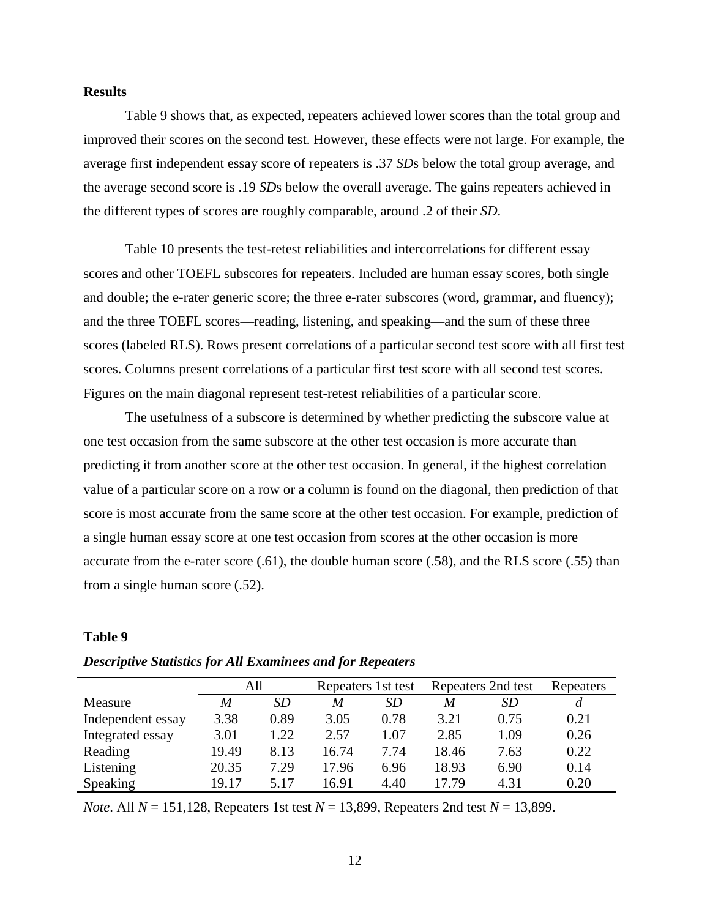**Results**

Table 9 shows that, as expected, repeaters achieved lower scores than the total group and improved their scores on the second test. However, these effects were not large. For example, the average first independent essay score of repeaters is .37 *SD*s below the total group average, and the average second score is .19 *SD*s below the overall average. The gains repeaters achieved in the different types of scores are roughly comparable, around .2 of their *SD*.

Table 10 presents the test-retest reliabilities and intercorrelations for different essay scores and other TOEFL subscores for repeaters. Included are human essay scores, both single and double; the e-rater generic score; the three e-rater subscores (word, grammar, and fluency); and the three TOEFL scores—reading, listening, and speaking—and the sum of these three scores (labeled RLS). Rows present correlations of a particular second test score with all first test scores. Columns present correlations of a particular first test score with all second test scores. Figures on the main diagonal represent test-retest reliabilities of a particular score.

The usefulness of a subscore is determined by whether predicting the subscore value at one test occasion from the same subscore at the other test occasion is more accurate than predicting it from another score at the other test occasion. In general, if the highest correlation value of a particular score on a row or a column is found on the diagonal, then prediction of that score is most accurate from the same score at the other test occasion. For example, prediction of a single human essay score at one test occasion from scores at the other occasion is more accurate from the e-rater score (.61), the double human score (.58), and the RLS score (.55) than from a single human score (.52).

**Table 9**

***Descriptive Statistics for All Examinees and for Repeaters***

| | All | | Repeaters 1st test | | Repeaters 2nd test | | Repeaters |
|---|---|---|---|---|---|---|---|
| Measure | *M* | *SD* | *M* | *SD* | *M* | *SD* | *d* |
| Independent essay | 3.38 | 0.89 | 3.05 | 0.78 | 3.21 | 0.75 | 0.21 |
| Integrated essay | 3.01 | 1.22 | 2.57 | 1.07 | 2.85 | 1.09 | 0.26 |
| Reading | 19.49 | 8.13 | 16.74 | 7.74 | 18.46 | 7.63 | 0.22 |
| Listening | 20.35 | 7.29 | 17.96 | 6.96 | 18.93 | 6.90 | 0.14 |
| Speaking | 19.17 | 5.17 | 16.91 | 4.40 | 17.79 | 4.31 | 0.20 |

*Note*. All $N$ = 151,128, Repeaters 1st test $N$ = 13,899, Repeaters 2nd test $N$ = 13,899.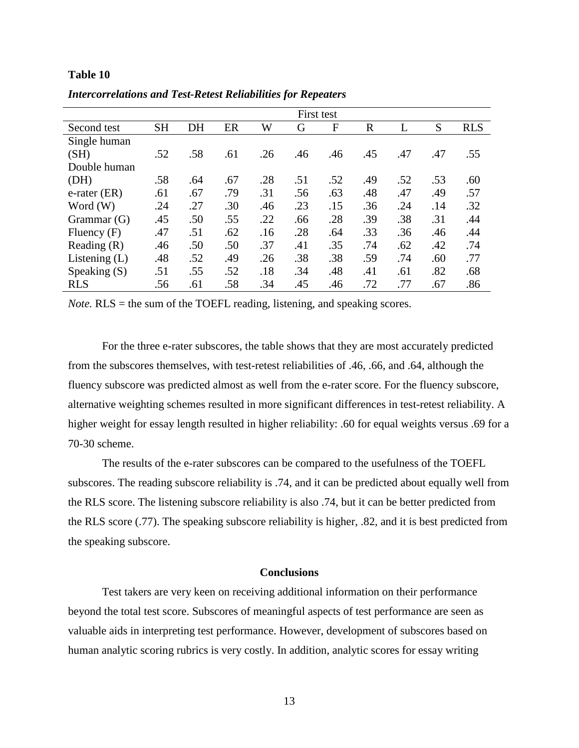**Table 10**

***Intercorrelations and Test-Retest Reliabilities for Repeaters***

| | First test | | | | | | | | | |
|---|---|---|---|---|---|---|---|---|---|---|
| Second test | SH | DH | ER | W | G | F | R | L | S | RLS |
| Single human (SH) | .52 | .58 | .61 | .26 | .46 | .46 | .45 | .47 | .47 | .55 |
| Double human (DH) | .58 | .64 | .67 | .28 | .51 | .52 | .49 | .52 | .53 | .60 |
| e-rater (ER) | .61 | .67 | .79 | .31 | .56 | .63 | .48 | .47 | .49 | .57 |
| Word (W) | .24 | .27 | .30 | .46 | .23 | .15 | .36 | .24 | .14 | .32 |
| Grammar (G) | .45 | .50 | .55 | .22 | .66 | .28 | .39 | .38 | .31 | .44 |
| Fluency (F) | .47 | .51 | .62 | .16 | .28 | .64 | .33 | .36 | .46 | .44 |
| Reading (R) | .46 | .50 | .50 | .37 | .41 | .35 | .74 | .62 | .42 | .74 |
| Listening (L) | .48 | .52 | .49 | .26 | .38 | .38 | .59 | .74 | .60 | .77 |
| Speaking (S) | .51 | .55 | .52 | .18 | .34 | .48 | .41 | .61 | .82 | .68 |
| RLS | .56 | .61 | .58 | .34 | .45 | .46 | .72 | .77 | .67 | .86 |

*Note.* RLS = the sum of the TOEFL reading, listening, and speaking scores.

For the three e-rater subscores, the table shows that they are most accurately predicted from the subscores themselves, with test-retest reliabilities of .46, .66, and .64, although the fluency subscore was predicted almost as well from the e-rater score. For the fluency subscore, alternative weighting schemes resulted in more significant differences in test-retest reliability. A higher weight for essay length resulted in higher reliability: .60 for equal weights versus .69 for a 70-30 scheme.

The results of the e-rater subscores can be compared to the usefulness of the TOEFL subscores. The reading subscore reliability is .74, and it can be predicted about equally well from the RLS score. The listening subscore reliability is also .74, but it can be better predicted from the RLS score (.77). The speaking subscore reliability is higher, .82, and it is best predicted from the speaking subscore.

## Conclusions

Test takers are very keen on receiving additional information on their performance beyond the total test score. Subscores of meaningful aspects of test performance are seen as valuable aids in interpreting test performance. However, development of subscores based on human analytic scoring rubrics is very costly. In addition, analytic scores for essay writing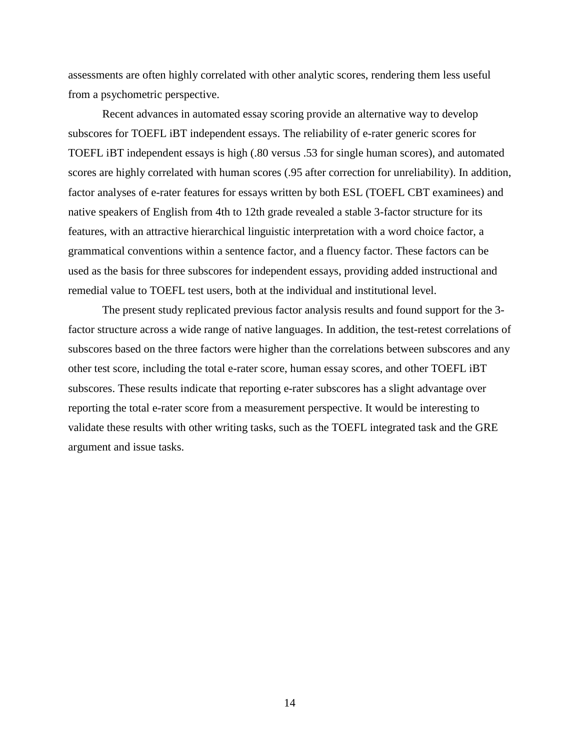assessments are often highly correlated with other analytic scores, rendering them less useful from a psychometric perspective.

Recent advances in automated essay scoring provide an alternative way to develop subscores for TOEFL iBT independent essays. The reliability of e-rater generic scores for TOEFL iBT independent essays is high (.80 versus .53 for single human scores), and automated scores are highly correlated with human scores (.95 after correction for unreliability). In addition, factor analyses of e-rater features for essays written by both ESL (TOEFL CBT examinees) and native speakers of English from 4th to 12th grade revealed a stable 3-factor structure for its features, with an attractive hierarchical linguistic interpretation with a word choice factor, a grammatical conventions within a sentence factor, and a fluency factor. These factors can be used as the basis for three subscores for independent essays, providing added instructional and remedial value to TOEFL test users, both at the individual and institutional level.

The present study replicated previous factor analysis results and found support for the 3-factor structure across a wide range of native languages. In addition, the test-retest correlations of subscores based on the three factors were higher than the correlations between subscores and any other test score, including the total e-rater score, human essay scores, and other TOEFL iBT subscores. These results indicate that reporting e-rater subscores has a slight advantage over reporting the total e-rater score from a measurement perspective. It would be interesting to validate these results with other writing tasks, such as the TOEFL integrated task and the GRE argument and issue tasks.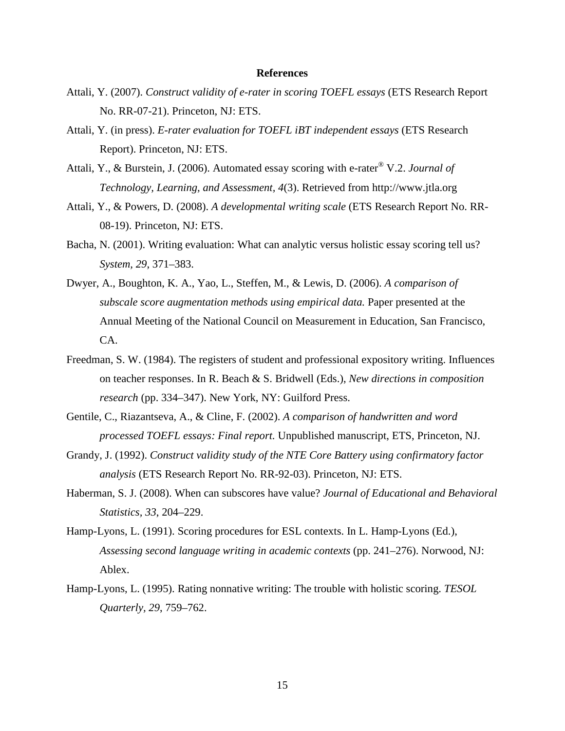## References

Attali, Y. (2007). *Construct validity of e-rater in scoring TOEFL essays* (ETS Research Report No. RR-07-21). Princeton, NJ: ETS.

Attali, Y. (in press). *E-rater evaluation for TOEFL iBT independent essays* (ETS Research Report). Princeton, NJ: ETS.

Attali, Y., & Burstein, J. (2006). Automated essay scoring with e-rater® V.2. *Journal of Technology, Learning, and Assessment, 4*(3). Retrieved from http://www.jtla.org

Attali, Y., & Powers, D. (2008). *A developmental writing scale* (ETS Research Report No. RR-08-19). Princeton, NJ: ETS.

Bacha, N. (2001). Writing evaluation: What can analytic versus holistic essay scoring tell us? *System, 29*, 371–383.

Dwyer, A., Boughton, K. A., Yao, L., Steffen, M., & Lewis, D. (2006). *A comparison of subscale score augmentation methods using empirical data.* Paper presented at the Annual Meeting of the National Council on Measurement in Education, San Francisco, CA.

Freedman, S. W. (1984). The registers of student and professional expository writing. Influences on teacher responses. In R. Beach & S. Bridwell (Eds.), *New directions in composition research* (pp. 334–347). New York, NY: Guilford Press.

Gentile, C., Riazantseva, A., & Cline, F. (2002). *A comparison of handwritten and word processed TOEFL essays: Final report.* Unpublished manuscript, ETS, Princeton, NJ.

Grandy, J. (1992). *Construct validity study of the NTE Core Battery using confirmatory factor analysis* (ETS Research Report No. RR-92-03). Princeton, NJ: ETS.

Haberman, S. J. (2008). When can subscores have value? *Journal of Educational and Behavioral Statistics, 33*, 204–229.

Hamp-Lyons, L. (1991). Scoring procedures for ESL contexts. In L. Hamp-Lyons (Ed.), *Assessing second language writing in academic contexts* (pp. 241–276). Norwood, NJ: Ablex.

Hamp-Lyons, L. (1995). Rating nonnative writing: The trouble with holistic scoring. *TESOL Quarterly, 29*, 759–762.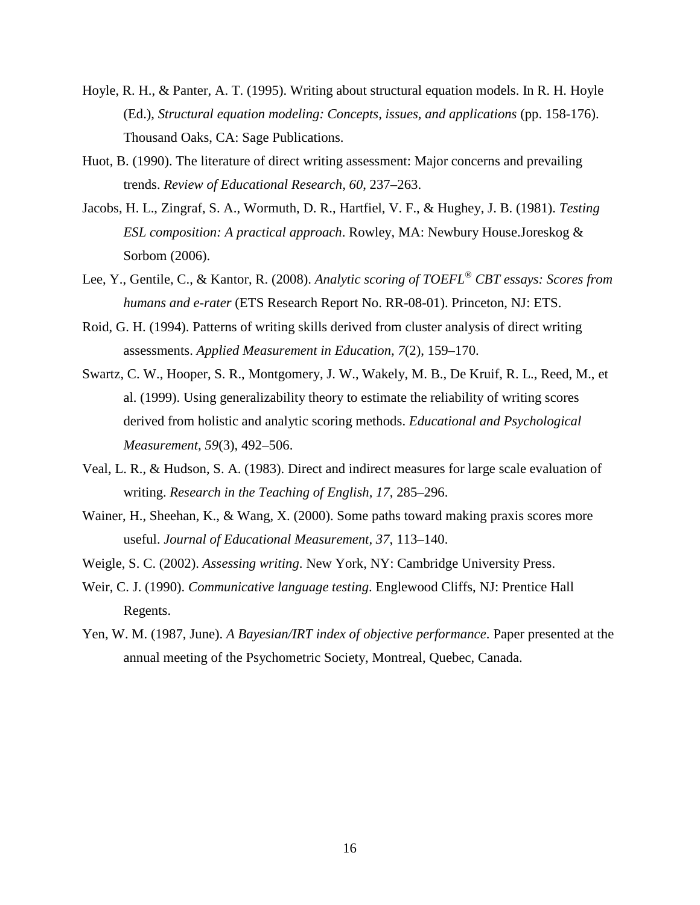Hoyle, R. H., & Panter, A. T. (1995). Writing about structural equation models. In R. H. Hoyle (Ed.), *Structural equation modeling: Concepts, issues, and applications* (pp. 158-176). Thousand Oaks, CA: Sage Publications.

Huot, B. (1990). The literature of direct writing assessment: Major concerns and prevailing trends. *Review of Educational Research, 60*, 237–263.

Jacobs, H. L., Zingraf, S. A., Wormuth, D. R., Hartfiel, V. F., & Hughey, J. B. (1981). *Testing ESL composition: A practical approach*. Rowley, MA: Newbury House.Joreskog & Sorbom (2006).

Lee, Y., Gentile, C., & Kantor, R. (2008). *Analytic scoring of TOEFL® CBT essays: Scores from humans and e-rater* (ETS Research Report No. RR-08-01). Princeton, NJ: ETS.

Roid, G. H. (1994). Patterns of writing skills derived from cluster analysis of direct writing assessments. *Applied Measurement in Education, 7*(2), 159–170.

Swartz, C. W., Hooper, S. R., Montgomery, J. W., Wakely, M. B., De Kruif, R. L., Reed, M., et al. (1999). Using generalizability theory to estimate the reliability of writing scores derived from holistic and analytic scoring methods. *Educational and Psychological Measurement, 59*(3), 492–506.

Veal, L. R., & Hudson, S. A. (1983). Direct and indirect measures for large scale evaluation of writing. *Research in the Teaching of English, 17*, 285–296.

Wainer, H., Sheehan, K., & Wang, X. (2000). Some paths toward making praxis scores more useful. *Journal of Educational Measurement, 37*, 113–140.

Weigle, S. C. (2002). *Assessing writing*. New York, NY: Cambridge University Press.

Weir, C. J. (1990). *Communicative language testing*. Englewood Cliffs, NJ: Prentice Hall Regents.

Yen, W. M. (1987, June). *A Bayesian/IRT index of objective performance*. Paper presented at the annual meeting of the Psychometric Society, Montreal, Quebec, Canada.